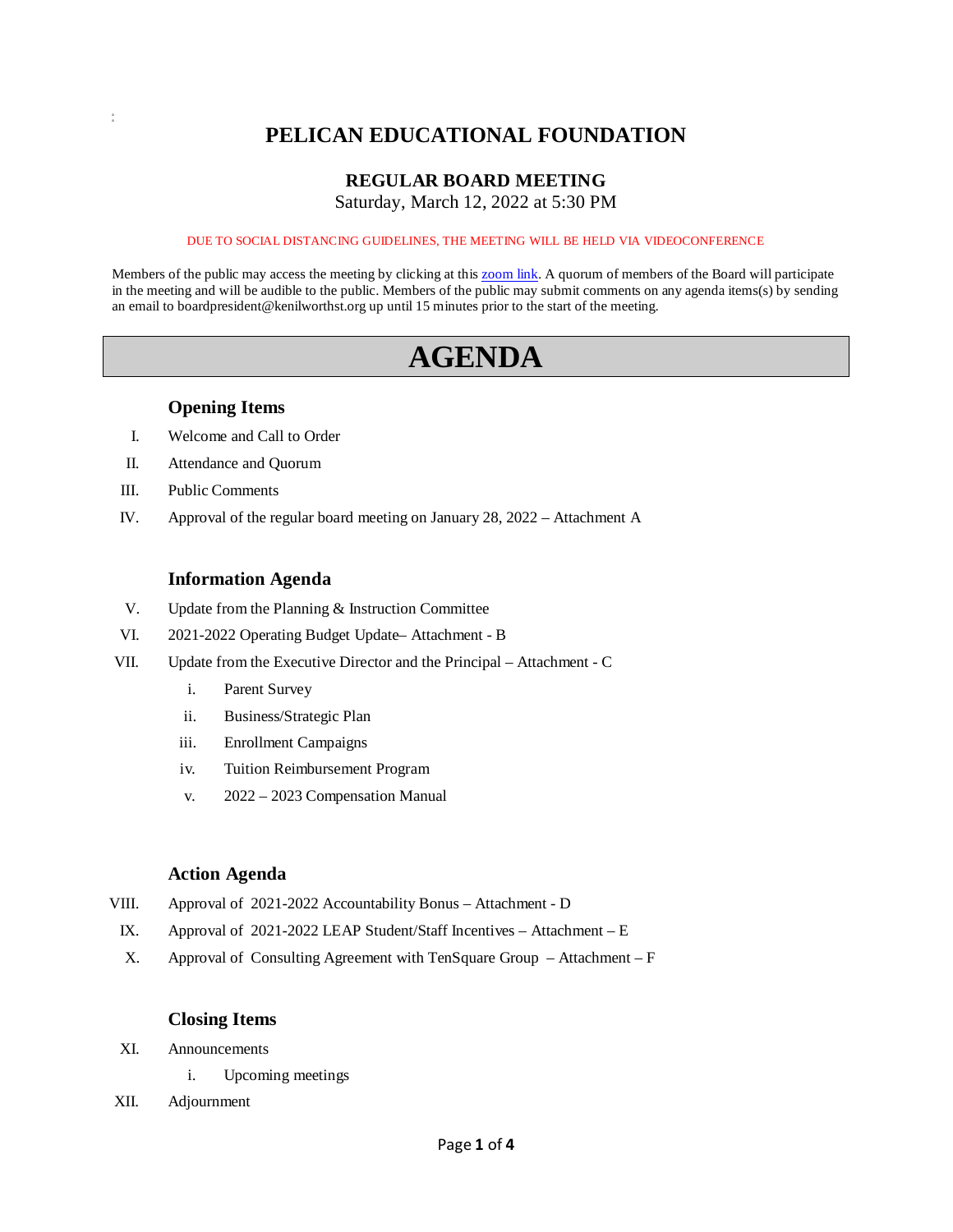# PELICAN EDUCATIONAL FOUNDATION

## REGULAR BOARD MEETING

Saturday, March 12, 2022 at 5:30 PM

DUE TO SOCIAL DISTANCING GUIDELINES, THE MEETING WILL BE HELD VIA VIDEOCONFERENCE

Members of the public may access the meeting by clicking at this zoom link. A quorum of members of the Board will participate in the meeting and will be audible to the public. Members of the public may submit comments on any agenda items(s) by sending an email to boardpresident@kenilworthst.org up until 15 minutes prior to the start of the meeting.

# AGENDA

### Opening Items

I. Welcome and Call to Order

II. Attendance and Quorum

III. Public Comments

IV. Approval of the regular board meeting on January 28, 2022 – Attachment A

### Information Agenda

V. Update from the Planning & Instruction Committee

VI. 2021-2022 Operating Budget Update– Attachment - B

VII. Update from the Executive Director and the Principal – Attachment - C

- i. Parent Survey
- ii. Business/Strategic Plan
- iii. Enrollment Campaigns
- iv. Tuition Reimbursement Program
- v. 2022 – 2023 Compensation Manual

### Action Agenda

VIII. Approval of 2021-2022 Accountability Bonus – Attachment - D

IX. Approval of 2021-2022 LEAP Student/Staff Incentives – Attachment – E

X. Approval of Consulting Agreement with TenSquare Group – Attachment – F

### Closing Items

XI. Announcements

- i. Upcoming meetings

XII. Adjournment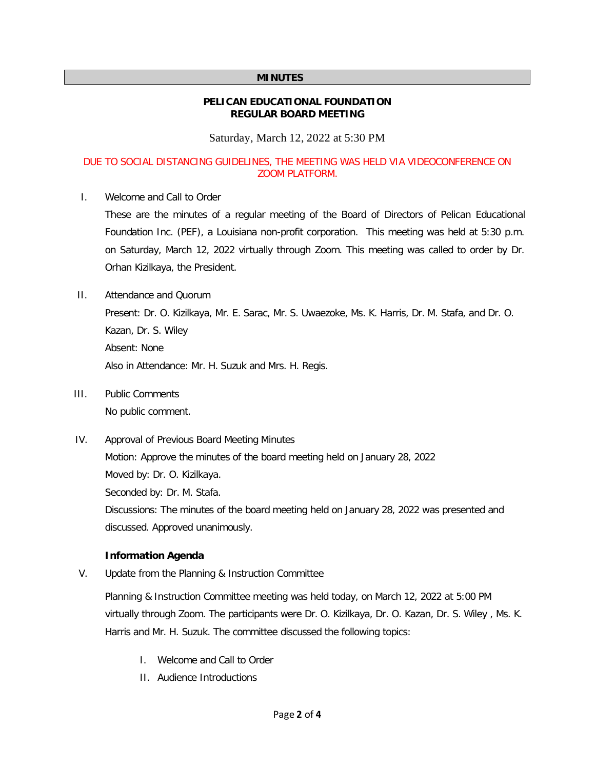**MINUTES**

**PELICAN EDUCATIONAL FOUNDATION**
**REGULAR BOARD MEETING**

Saturday, March 12, 2022 at 5:30 PM

DUE TO SOCIAL DISTANCING GUIDELINES, THE MEETING WAS HELD VIA VIDEOCONFERENCE ON ZOOM PLATFORM.

I. Welcome and Call to Order

These are the minutes of a regular meeting of the Board of Directors of Pelican Educational Foundation Inc. (PEF), a Louisiana non-profit corporation. This meeting was held at 5:30 p.m. on Saturday, March 12, 2022 virtually through Zoom. This meeting was called to order by Dr. Orhan Kizilkaya, the President.

II. Attendance and Quorum

Present: Dr. O. Kizilkaya, Mr. E. Sarac, Mr. S. Uwaezoke, Ms. K. Harris, Dr. M. Stafa, and Dr. O. Kazan, Dr. S. Wiley

Absent: None

Also in Attendance: Mr. H. Suzuk and Mrs. H. Regis.

III. Public Comments

No public comment.

IV. Approval of Previous Board Meeting Minutes

Motion: Approve the minutes of the board meeting held on January 28, 2022

Moved by: Dr. O. Kizilkaya.

Seconded by: Dr. M. Stafa.

Discussions: The minutes of the board meeting held on January 28, 2022 was presented and discussed. Approved unanimously.

**Information Agenda**

V. Update from the Planning & Instruction Committee

Planning & Instruction Committee meeting was held today, on March 12, 2022 at 5:00 PM virtually through Zoom. The participants were Dr. O. Kizilkaya, Dr. O. Kazan, Dr. S. Wiley , Ms. K. Harris and Mr. H. Suzuk. The committee discussed the following topics:

I. Welcome and Call to Order
II. Audience Introductions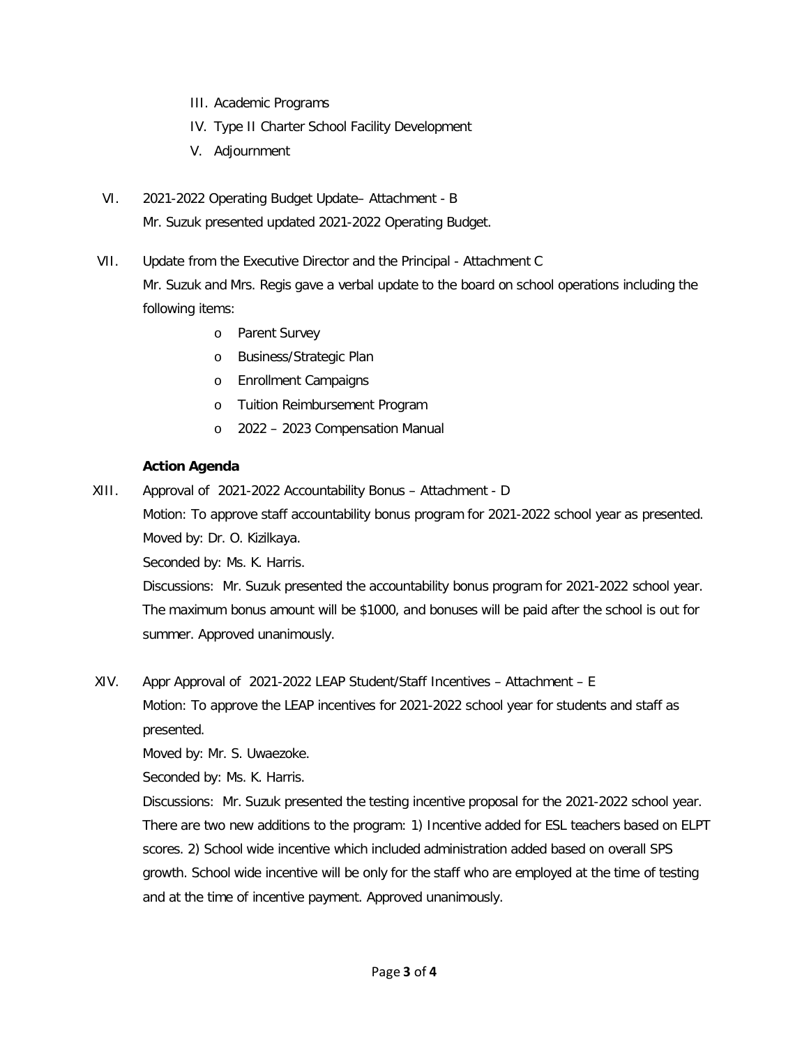III. Academic Programs
IV. Type II Charter School Facility Development
V. Adjournment

VI. 2021-2022 Operating Budget Update– Attachment - B

Mr. Suzuk presented updated 2021-2022 Operating Budget.

VII. Update from the Executive Director and the Principal - Attachment C

Mr. Suzuk and Mrs. Regis gave a verbal update to the board on school operations including the following items:

- Parent Survey
- Business/Strategic Plan
- Enrollment Campaigns
- Tuition Reimbursement Program
- 2022 – 2023 Compensation Manual

**Action Agenda**

XIII. Approval of 2021-2022 Accountability Bonus – Attachment - D

Motion: To approve staff accountability bonus program for 2021-2022 school year as presented.

Moved by: Dr. O. Kizilkaya.

Seconded by: Ms. K. Harris.

Discussions: Mr. Suzuk presented the accountability bonus program for 2021-2022 school year. The maximum bonus amount will be $1000, and bonuses will be paid after the school is out for summer. Approved unanimously.

XIV. Appr Approval of 2021-2022 LEAP Student/Staff Incentives – Attachment – E

Motion: To approve the LEAP incentives for 2021-2022 school year for students and staff as presented.

Moved by: Mr. S. Uwaezoke.

Seconded by: Ms. K. Harris.

Discussions: Mr. Suzuk presented the testing incentive proposal for the 2021-2022 school year. There are two new additions to the program: 1) Incentive added for ESL teachers based on ELPT scores. 2) School wide incentive which included administration added based on overall SPS growth. School wide incentive will be only for the staff who are employed at the time of testing and at the time of incentive payment. Approved unanimously.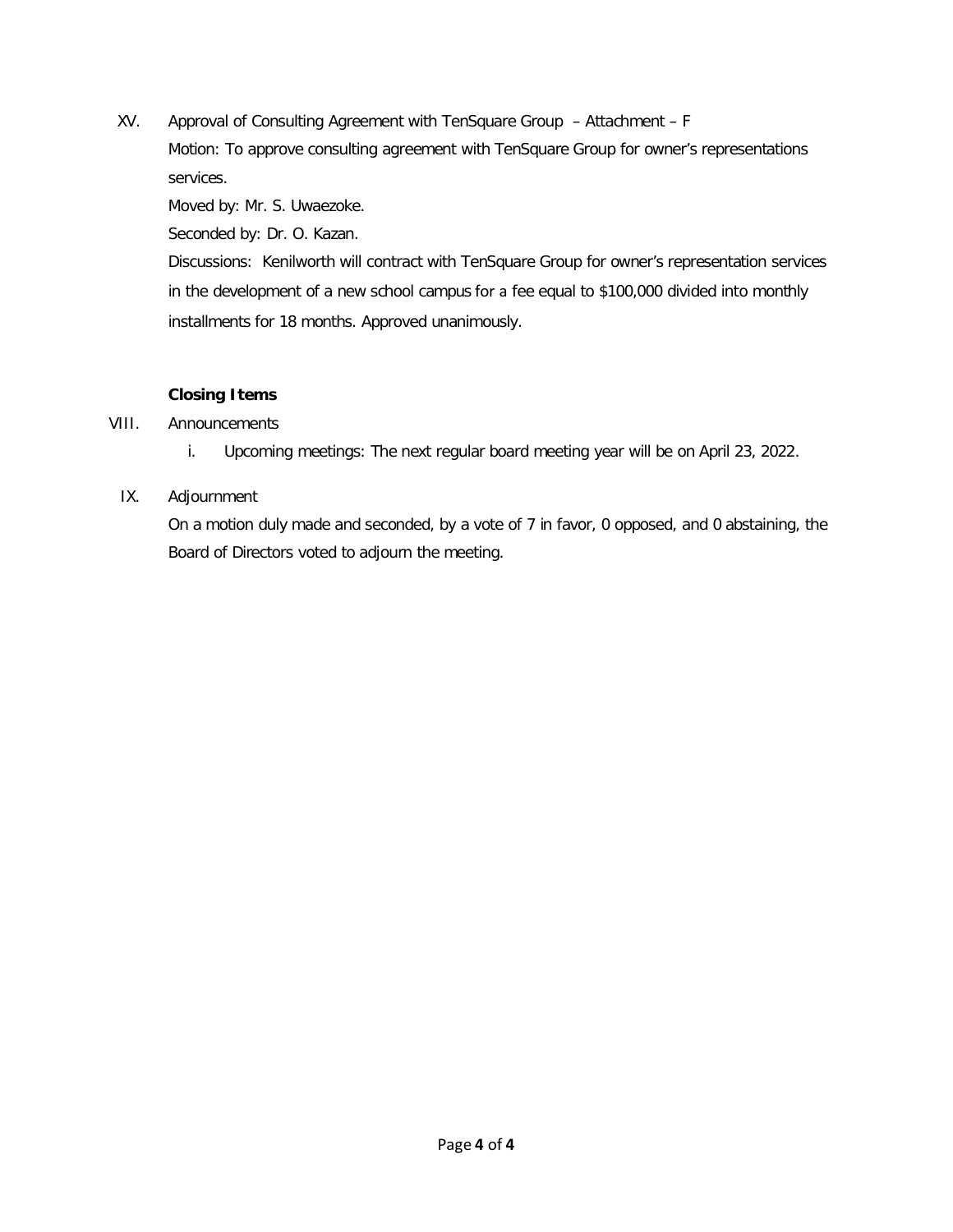XV. Approval of Consulting Agreement with TenSquare Group – Attachment – F

Motion: To approve consulting agreement with TenSquare Group for owner's representations services.

Moved by: Mr. S. Uwaezoke.

Seconded by: Dr. O. Kazan.

Discussions: Kenilworth will contract with TenSquare Group for owner's representation services in the development of a new school campus for a fee equal to $100,000 divided into monthly installments for 18 months. Approved unanimously.

**Closing Items**

VIII. Announcements

i. Upcoming meetings: The next regular board meeting year will be on April 23, 2022.

IX. Adjournment

On a motion duly made and seconded, by a vote of 7 in favor, 0 opposed, and 0 abstaining, the Board of Directors voted to adjourn the meeting.